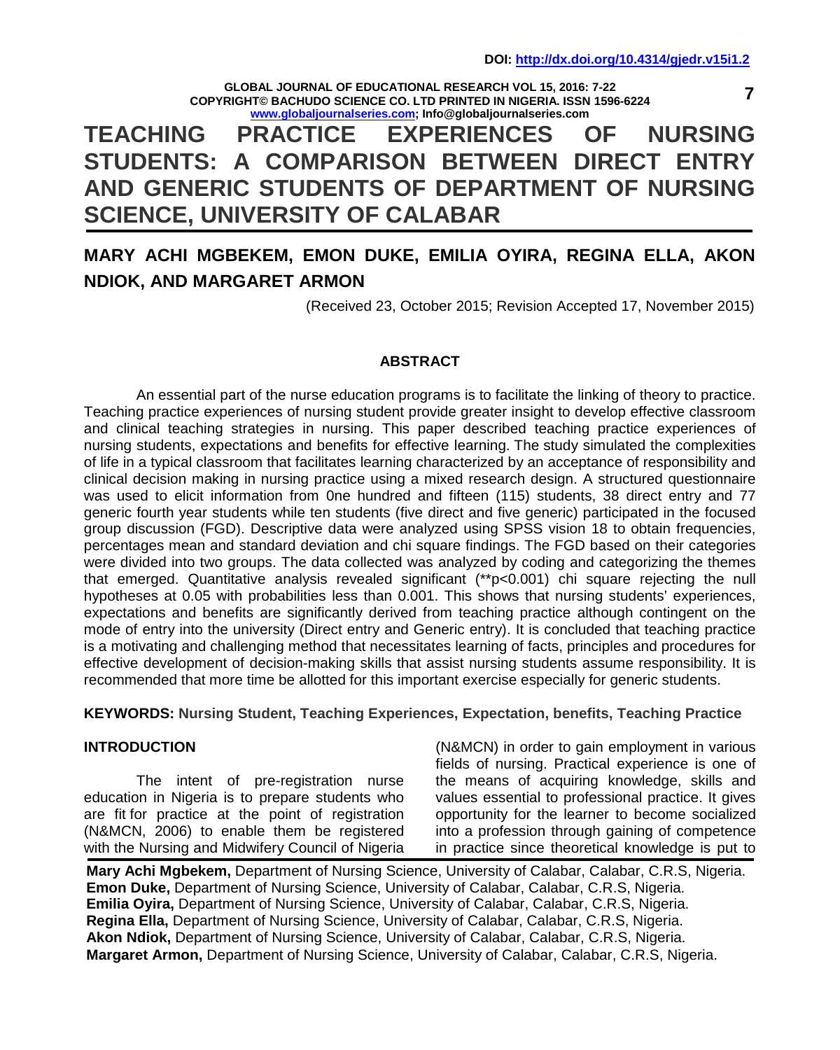DOI: http://dx.doi.org/10.4314/gjedr.v15i1.2

# TEACHING PRACTICE EXPERIENCES OF NURSING STUDENTS: A COMPARISON BETWEEN DIRECT ENTRY AND GENERIC STUDENTS OF DEPARTMENT OF NURSING SCIENCE, UNIVERSITY OF CALABAR

**MARY ACHI MGBEKEM, EMON DUKE, EMILIA OYIRA, REGINA ELLA, AKON NDIOK, AND MARGARET ARMON**

(Received 23, October 2015; Revision Accepted 17, November 2015)

## ABSTRACT

An essential part of the nurse education programs is to facilitate the linking of theory to practice. Teaching practice experiences of nursing student provide greater insight to develop effective classroom and clinical teaching strategies in nursing. This paper described teaching practice experiences of nursing students, expectations and benefits for effective learning. The study simulated the complexities of life in a typical classroom that facilitates learning characterized by an acceptance of responsibility and clinical decision making in nursing practice using a mixed research design. A structured questionnaire was used to elicit information from 0ne hundred and fifteen (115) students, 38 direct entry and 77 generic fourth year students while ten students (five direct and five generic) participated in the focused group discussion (FGD). Descriptive data were analyzed using SPSS vision 18 to obtain frequencies, percentages mean and standard deviation and chi square findings. The FGD based on their categories were divided into two groups. The data collected was analyzed by coding and categorizing the themes that emerged. Quantitative analysis revealed significant (**p<0.001) chi square rejecting the null hypotheses at 0.05 with probabilities less than 0.001. This shows that nursing students' experiences, expectations and benefits are significantly derived from teaching practice although contingent on the mode of entry into the university (Direct entry and Generic entry). It is concluded that teaching practice is a motivating and challenging method that necessitates learning of facts, principles and procedures for effective development of decision-making skills that assist nursing students assume responsibility. It is recommended that more time be allotted for this important exercise especially for generic students.

**KEYWORDS: Nursing Student, Teaching Experiences, Expectation, benefits, Teaching Practice**

## INTRODUCTION

The intent of pre-registration nurse education in Nigeria is to prepare students who are fit for practice at the point of registration (N&MCN, 2006) to enable them be registered with the Nursing and Midwifery Council of Nigeria (N&MCN) in order to gain employment in various fields of nursing. Practical experience is one of the means of acquiring knowledge, skills and values essential to professional practice. It gives opportunity for the learner to become socialized into a profession through gaining of competence in practice since theoretical knowledge is put to

**Mary Achi Mgbekem,** Department of Nursing Science, University of Calabar, Calabar, C.R.S, Nigeria.
**Emon Duke,** Department of Nursing Science, University of Calabar, Calabar, C.R.S, Nigeria.
**Emilia Oyira,** Department of Nursing Science, University of Calabar, Calabar, C.R.S, Nigeria.
**Regina Ella,** Department of Nursing Science, University of Calabar, Calabar, C.R.S, Nigeria.
**Akon Ndiok,** Department of Nursing Science, University of Calabar, Calabar, C.R.S, Nigeria.
**Margaret Armon,** Department of Nursing Science, University of Calabar, Calabar, C.R.S, Nigeria.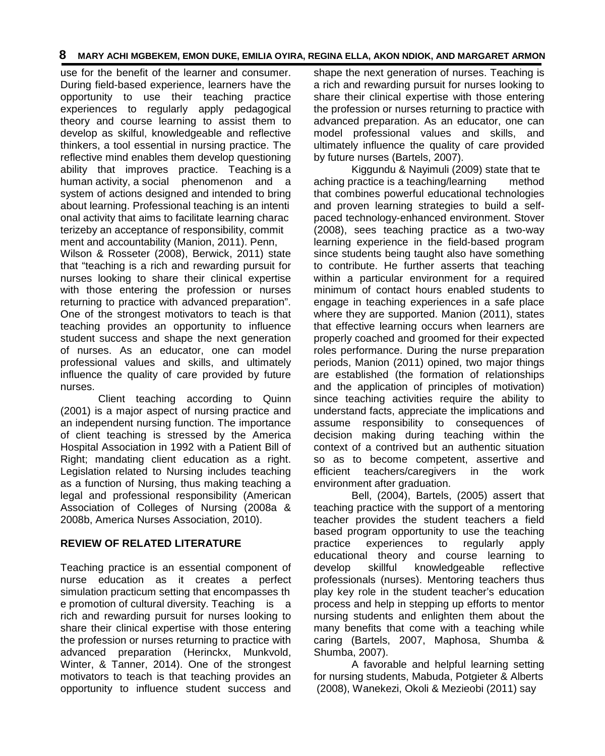use for the benefit of the learner and consumer. During field-based experience, learners have the opportunity to use their teaching practice experiences to regularly apply pedagogical theory and course learning to assist them to develop as skilful, knowledgeable and reflective thinkers, a tool essential in nursing practice. The reflective mind enables them develop questioning ability that improves practice. Teaching is a human activity, a social phenomenon and a system of actions designed and intended to bring about learning. Professional teaching is an intenti onal activity that aims to facilitate learning charac terizeby an acceptance of responsibility, commit ment and accountability (Manion, 2011). Penn, Wilson & Rosseter (2008), Berwick, 2011) state that "teaching is a rich and rewarding pursuit for nurses looking to share their clinical expertise with those entering the profession or nurses returning to practice with advanced preparation". One of the strongest motivators to teach is that teaching provides an opportunity to influence student success and shape the next generation of nurses. As an educator, one can model professional values and skills, and ultimately influence the quality of care provided by future nurses.

Client teaching according to Quinn (2001) is a major aspect of nursing practice and an independent nursing function. The importance of client teaching is stressed by the America Hospital Association in 1992 with a Patient Bill of Right; mandating client education as a right. Legislation related to Nursing includes teaching as a function of Nursing, thus making teaching a legal and professional responsibility (American Association of Colleges of Nursing (2008a & 2008b, America Nurses Association, 2010).

## REVIEW OF RELATED LITERATURE

Teaching practice is an essential component of nurse education as it creates a perfect simulation practicum setting that encompasses th e promotion of cultural diversity. Teaching is a rich and rewarding pursuit for nurses looking to share their clinical expertise with those entering the profession or nurses returning to practice with advanced preparation (Herinckx, Munkvold, Winter, & Tanner, 2014). One of the strongest motivators to teach is that teaching provides an opportunity to influence student success and shape the next generation of nurses. Teaching is a rich and rewarding pursuit for nurses looking to share their clinical expertise with those entering the profession or nurses returning to practice with advanced preparation. As an educator, one can model professional values and skills, and ultimately influence the quality of care provided by future nurses (Bartels, 2007).

Kiggundu & Nayimuli (2009) state that te aching practice is a teaching/learning method that combines powerful educational technologies and proven learning strategies to build a self-paced technology-enhanced environment. Stover (2008), sees teaching practice as a two-way learning experience in the field-based program since students being taught also have something to contribute. He further asserts that teaching within a particular environment for a required minimum of contact hours enabled students to engage in teaching experiences in a safe place where they are supported. Manion (2011), states that effective learning occurs when learners are properly coached and groomed for their expected roles performance. During the nurse preparation periods, Manion (2011) opined, two major things are established (the formation of relationships and the application of principles of motivation) since teaching activities require the ability to understand facts, appreciate the implications and assume responsibility to consequences of decision making during teaching within the context of a contrived but an authentic situation so as to become competent, assertive and efficient teachers/caregivers in the work environment after graduation.

Bell, (2004), Bartels, (2005) assert that teaching practice with the support of a mentoring teacher provides the student teachers a field based program opportunity to use the teaching practice experiences to regularly apply educational theory and course learning to develop skillful knowledgeable reflective professionals (nurses). Mentoring teachers thus play key role in the student teacher's education process and help in stepping up efforts to mentor nursing students and enlighten them about the many benefits that come with a teaching while caring (Bartels, 2007, Maphosa, Shumba & Shumba, 2007).

A favorable and helpful learning setting for nursing students, Mabuda, Potgieter & Alberts (2008), Wanekezi, Okoli & Mezieobi (2011) say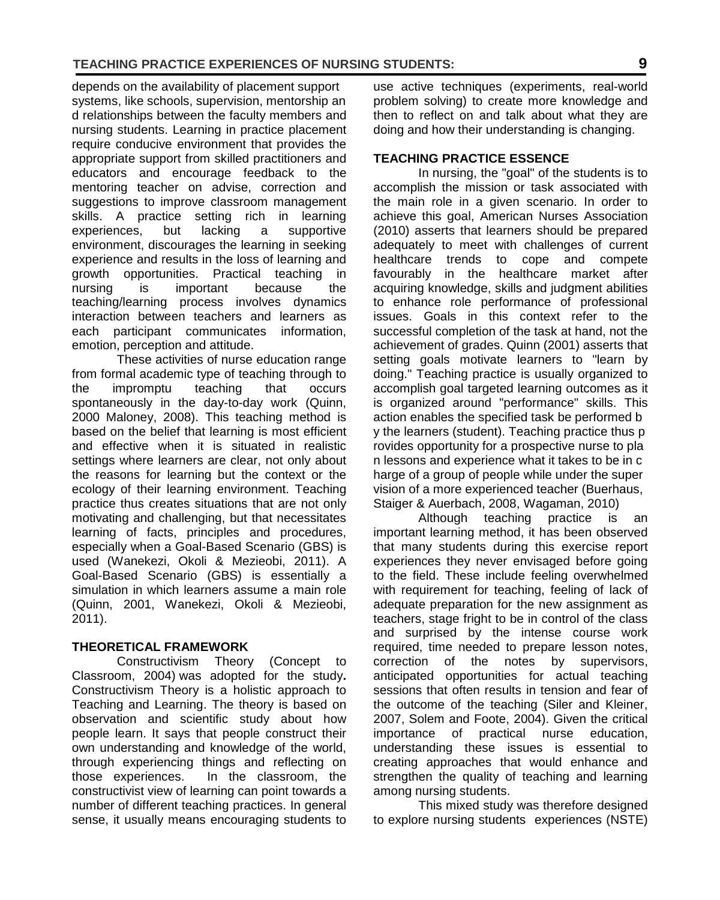depends on the availability of placement support systems, like schools, supervision, mentorship and relationships between the faculty members and nursing students. Learning in practice placement require conducive environment that provides the appropriate support from skilled practitioners and educators and encourage feedback to the mentoring teacher on advise, correction and suggestions to improve classroom management skills. A practice setting rich in learning experiences, but lacking a supportive environment, discourages the learning in seeking experience and results in the loss of learning and growth opportunities. Practical teaching in nursing is important because the teaching/learning process involves dynamics interaction between teachers and learners as each participant communicates information, emotion, perception and attitude.

These activities of nurse education range from formal academic type of teaching through to the impromptu teaching that occurs spontaneously in the day-to-day work (Quinn, 2000 Maloney, 2008). This teaching method is based on the belief that learning is most efficient and effective when it is situated in realistic settings where learners are clear, not only about the reasons for learning but the context or the ecology of their learning environment. Teaching practice thus creates situations that are not only motivating and challenging, but that necessitates learning of facts, principles and procedures, especially when a Goal-Based Scenario (GBS) is used (Wanekezi, Okoli & Mezieobi, 2011). A Goal-Based Scenario (GBS) is essentially a simulation in which learners assume a main role (Quinn, 2001, Wanekezi, Okoli & Mezieobi, 2011).

## THEORETICAL FRAMEWORK

Constructivism Theory (Concept to Classroom, 2004) was adopted for the study**.** Constructivism Theory is a holistic approach to Teaching and Learning. The theory is based on observation and scientific study about how people learn. It says that people construct their own understanding and knowledge of the world, through experiencing things and reflecting on those experiences. In the classroom, the constructivist view of learning can point towards a number of different teaching practices. In general sense, it usually means encouraging students to use active techniques (experiments, real-world problem solving) to create more knowledge and then to reflect on and talk about what they are doing and how their understanding is changing.

## TEACHING PRACTICE ESSENCE

In nursing, the "goal" of the students is to accomplish the mission or task associated with the main role in a given scenario. In order to achieve this goal, American Nurses Association (2010) asserts that learners should be prepared adequately to meet with challenges of current healthcare trends to cope and compete favourably in the healthcare market after acquiring knowledge, skills and judgment abilities to enhance role performance of professional issues. Goals in this context refer to the successful completion of the task at hand, not the achievement of grades. Quinn (2001) asserts that setting goals motivate learners to "learn by doing." Teaching practice is usually organized to accomplish goal targeted learning outcomes as it is organized around "performance" skills. This action enables the specified task be performed by the learners (student). Teaching practice thus provides opportunity for a prospective nurse to plan lessons and experience what it takes to be in charge of a group of people while under the supervision of a more experienced teacher (Buerhaus, Staiger & Auerbach, 2008, Wagaman, 2010)

Although teaching practice is an important learning method, it has been observed that many students during this exercise report experiences they never envisaged before going to the field. These include feeling overwhelmed with requirement for teaching, feeling of lack of adequate preparation for the new assignment as teachers, stage fright to be in control of the class and surprised by the intense course work required, time needed to prepare lesson notes, correction of the notes by supervisors, anticipated opportunities for actual teaching sessions that often results in tension and fear of the outcome of the teaching (Siler and Kleiner, 2007, Solem and Foote, 2004). Given the critical importance of practical nurse education, understanding these issues is essential to creating approaches that would enhance and strengthen the quality of teaching and learning among nursing students.

This mixed study was therefore designed to explore nursing students experiences (NSTE)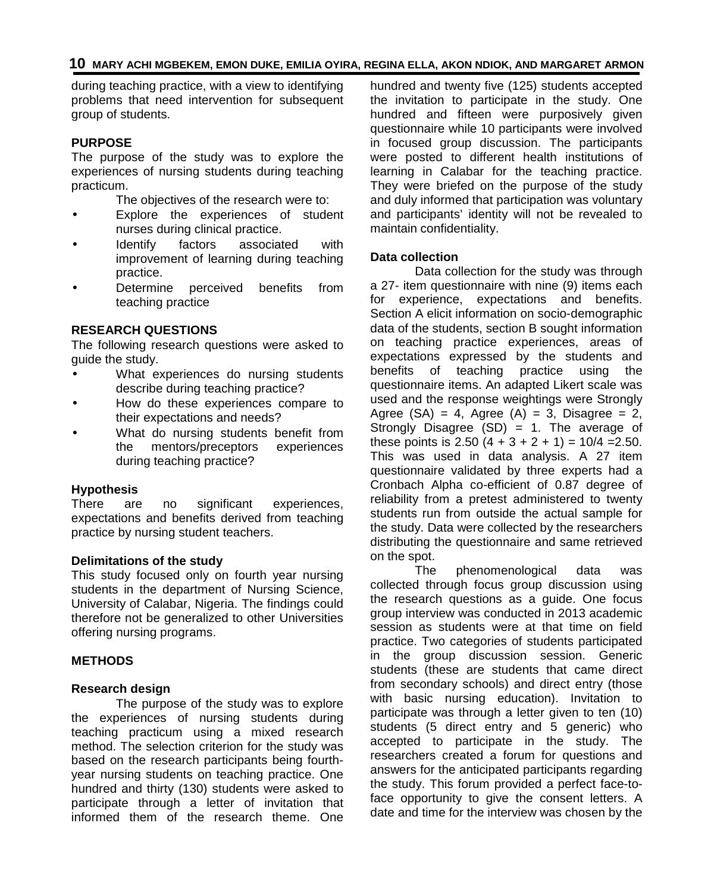during teaching practice, with a view to identifying problems that need intervention for subsequent group of students.

## PURPOSE

The purpose of the study was to explore the experiences of nursing students during teaching practicum.

The objectives of the research were to:

- Explore the experiences of student nurses during clinical practice.
- Identify factors associated with improvement of learning during teaching practice.
- Determine perceived benefits from teaching practice

## RESEARCH QUESTIONS

The following research questions were asked to guide the study.

- What experiences do nursing students describe during teaching practice?
- How do these experiences compare to their expectations and needs?
- What do nursing students benefit from the mentors/preceptors experiences during teaching practice?

### Hypothesis

There are no significant experiences, expectations and benefits derived from teaching practice by nursing student teachers.

### Delimitations of the study

This study focused only on fourth year nursing students in the department of Nursing Science, University of Calabar, Nigeria. The findings could therefore not be generalized to other Universities offering nursing programs.

## METHODS

### Research design

The purpose of the study was to explore the experiences of nursing students during teaching practicum using a mixed research method. The selection criterion for the study was based on the research participants being fourth-year nursing students on teaching practice. One hundred and thirty (130) students were asked to participate through a letter of invitation that informed them of the research theme. One hundred and twenty five (125) students accepted the invitation to participate in the study. One hundred and fifteen were purposively given questionnaire while 10 participants were involved in focused group discussion. The participants were posted to different health institutions of learning in Calabar for the teaching practice. They were briefed on the purpose of the study and duly informed that participation was voluntary and participants' identity will not be revealed to maintain confidentiality.

### Data collection

Data collection for the study was through a 27- item questionnaire with nine (9) items each for experience, expectations and benefits. Section A elicit information on socio-demographic data of the students, section B sought information on teaching practice experiences, areas of expectations expressed by the students and benefits of teaching practice using the questionnaire items. An adapted Likert scale was used and the response weightings were Strongly Agree (SA) = 4, Agree (A) = 3, Disagree = 2, Strongly Disagree (SD) = 1. The average of these points is 2.50 $(4 + 3 + 2 + 1) = 10/4 = 2.50$. This was used in data analysis. A 27 item questionnaire validated by three experts had a Cronbach Alpha co-efficient of 0.87 degree of reliability from a pretest administered to twenty students run from outside the actual sample for the study. Data were collected by the researchers distributing the questionnaire and same retrieved on the spot.

The phenomenological data was collected through focus group discussion using the research questions as a guide. One focus group interview was conducted in 2013 academic session as students were at that time on field practice. Two categories of students participated in the group discussion session. Generic students (these are students that came direct from secondary schools) and direct entry (those with basic nursing education). Invitation to participate was through a letter given to ten (10) students (5 direct entry and 5 generic) who accepted to participate in the study. The researchers created a forum for questions and answers for the anticipated participants regarding the study. This forum provided a perfect face-to-face opportunity to give the consent letters. A date and time for the interview was chosen by the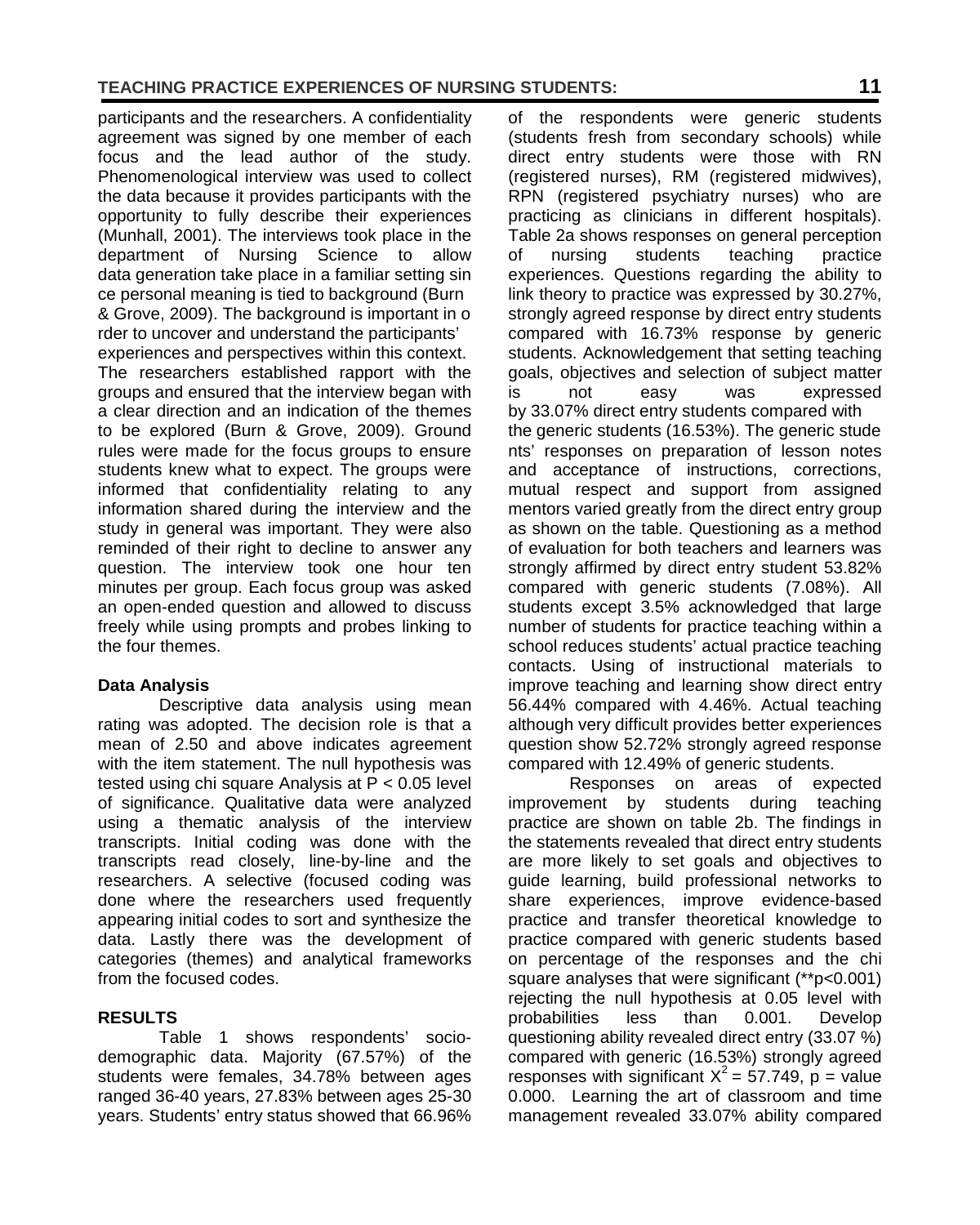participants and the researchers. A confidentiality agreement was signed by one member of each focus and the lead author of the study. Phenomenological interview was used to collect the data because it provides participants with the opportunity to fully describe their experiences (Munhall, 2001). The interviews took place in the department of Nursing Science to allow data generation take place in a familiar setting sin ce personal meaning is tied to background (Burn & Grove, 2009). The background is important in o rder to uncover and understand the participants' experiences and perspectives within this context. The researchers established rapport with the groups and ensured that the interview began with a clear direction and an indication of the themes to be explored (Burn & Grove, 2009). Ground rules were made for the focus groups to ensure students knew what to expect. The groups were informed that confidentiality relating to any information shared during the interview and the study in general was important. They were also reminded of their right to decline to answer any question. The interview took one hour ten minutes per group. Each focus group was asked an open-ended question and allowed to discuss freely while using prompts and probes linking to the four themes.

## Data Analysis

Descriptive data analysis using mean rating was adopted. The decision role is that a mean of 2.50 and above indicates agreement with the item statement. The null hypothesis was tested using chi square Analysis at $P < 0.05$ level of significance. Qualitative data were analyzed using a thematic analysis of the interview transcripts. Initial coding was done with the transcripts read closely, line-by-line and the researchers. A selective (focused coding was done where the researchers used frequently appearing initial codes to sort and synthesize the data. Lastly there was the development of categories (themes) and analytical frameworks from the focused codes.

## RESULTS

Table 1 shows respondents' socio-demographic data. Majority (67.57%) of the students were females, 34.78% between ages ranged 36-40 years, 27.83% between ages 25-30 years. Students' entry status showed that 66.96% of the respondents were generic students (students fresh from secondary schools) while direct entry students were those with RN (registered nurses), RM (registered midwives), RPN (registered psychiatry nurses) who are practicing as clinicians in different hospitals). Table 2a shows responses on general perception of nursing students teaching practice experiences. Questions regarding the ability to link theory to practice was expressed by 30.27%, strongly agreed response by direct entry students compared with 16.73% response by generic students. Acknowledgement that setting teaching goals, objectives and selection of subject matter is not easy was expressed by 33.07% direct entry students compared with the generic students (16.53%). The generic stude nts' responses on preparation of lesson notes and acceptance of instructions, corrections, mutual respect and support from assigned mentors varied greatly from the direct entry group as shown on the table. Questioning as a method of evaluation for both teachers and learners was strongly affirmed by direct entry student 53.82% compared with generic students (7.08%). All students except 3.5% acknowledged that large number of students for practice teaching within a school reduces students' actual practice teaching contacts. Using of instructional materials to improve teaching and learning show direct entry 56.44% compared with 4.46%. Actual teaching although very difficult provides better experiences question show 52.72% strongly agreed response compared with 12.49% of generic students.

Responses on areas of expected improvement by students during teaching practice are shown on table 2b. The findings in the statements revealed that direct entry students are more likely to set goals and objectives to guide learning, build professional networks to share experiences, improve evidence-based practice and transfer theoretical knowledge to practice compared with generic students based on percentage of the responses and the chi square analyses that were significant (**$p<0.001$) rejecting the null hypothesis at 0.05 level with probabilities less than 0.001. Develop questioning ability revealed direct entry (33.07 %) compared with generic (16.53%) strongly agreed responses with significant $X^2 = 57.749$, p = value 0.000. Learning the art of classroom and time management revealed 33.07% ability compared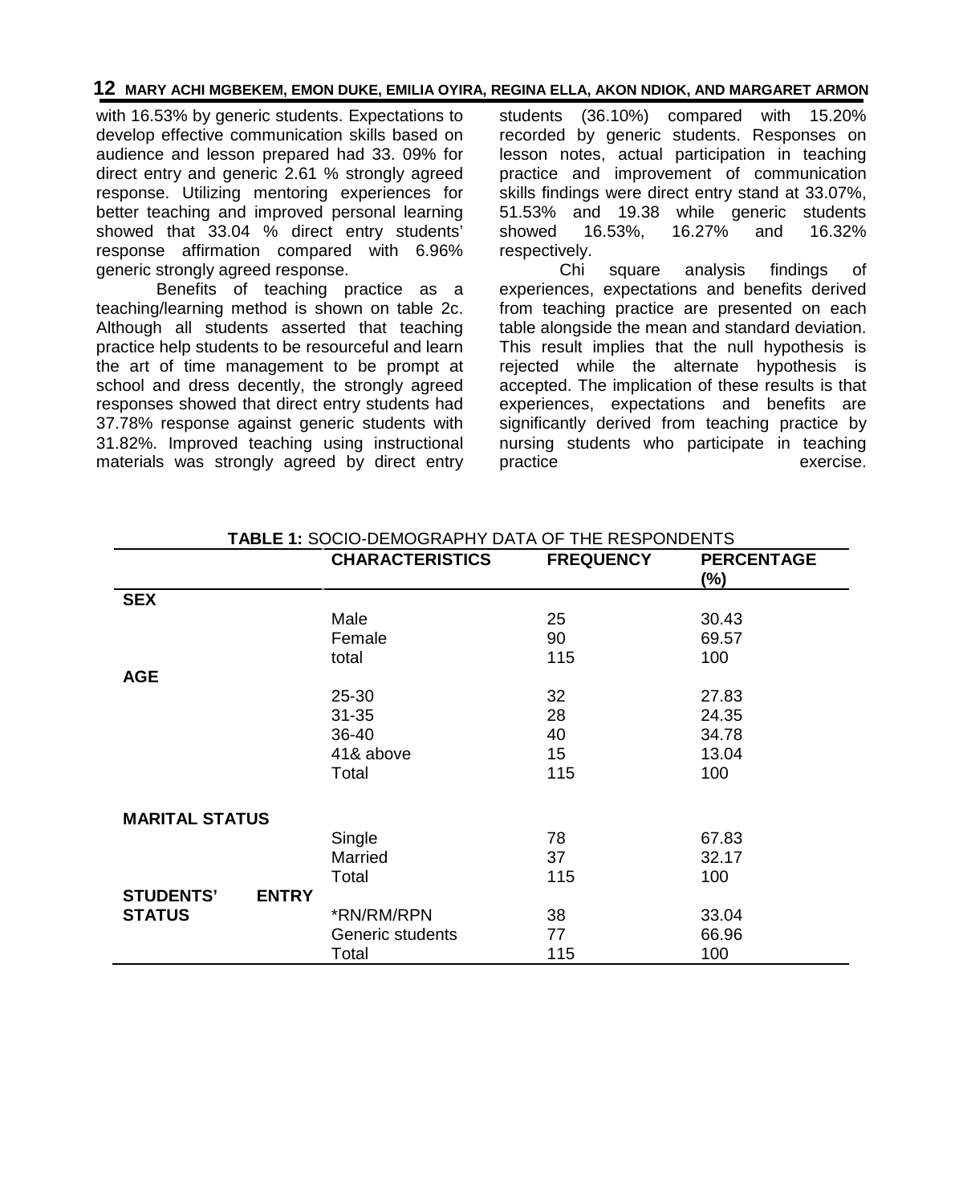with 16.53% by generic students. Expectations to develop effective communication skills based on audience and lesson prepared had 33. 09% for direct entry and generic 2.61 % strongly agreed response. Utilizing mentoring experiences for better teaching and improved personal learning showed that 33.04 % direct entry students' response affirmation compared with 6.96% generic strongly agreed response.

Benefits of teaching practice as a teaching/learning method is shown on table 2c. Although all students asserted that teaching practice help students to be resourceful and learn the art of time management to be prompt at school and dress decently, the strongly agreed responses showed that direct entry students had 37.78% response against generic students with 31.82%. Improved teaching using instructional materials was strongly agreed by direct entry students (36.10%) compared with 15.20% recorded by generic students. Responses on lesson notes, actual participation in teaching practice and improvement of communication skills findings were direct entry stand at 33.07%, 51.53% and 19.38 while generic students showed 16.53%, 16.27% and 16.32% respectively.

Chi square analysis findings of experiences, expectations and benefits derived from teaching practice are presented on each table alongside the mean and standard deviation. This result implies that the null hypothesis is rejected while the alternate hypothesis is accepted. The implication of these results is that experiences, expectations and benefits are significantly derived from teaching practice by nursing students who participate in teaching practice exercise.

**TABLE 1:** SOCIO-DEMOGRAPHY DATA OF THE RESPONDENTS

| | CHARACTERISTICS | FREQUENCY | PERCENTAGE (%) |
|---|---|---|---|
| **SEX** | | | |
| | Male | 25 | 30.43 |
| | Female | 90 | 69.57 |
| | total | 115 | 100 |
| **AGE** | | | |
| | 25-30 | 32 | 27.83 |
| | 31-35 | 28 | 24.35 |
| | 36-40 | 40 | 34.78 |
| | 41& above | 15 | 13.04 |
| | Total | 115 | 100 |
| **MARITAL STATUS** | | | |
| | Single | 78 | 67.83 |
| | Married | 37 | 32.17 |
| | Total | 115 | 100 |
| **STUDENTS' ENTRY STATUS** | *RN/RM/RPN | 38 | 33.04 |
| | Generic students | 77 | 66.96 |
| | Total | 115 | 100 |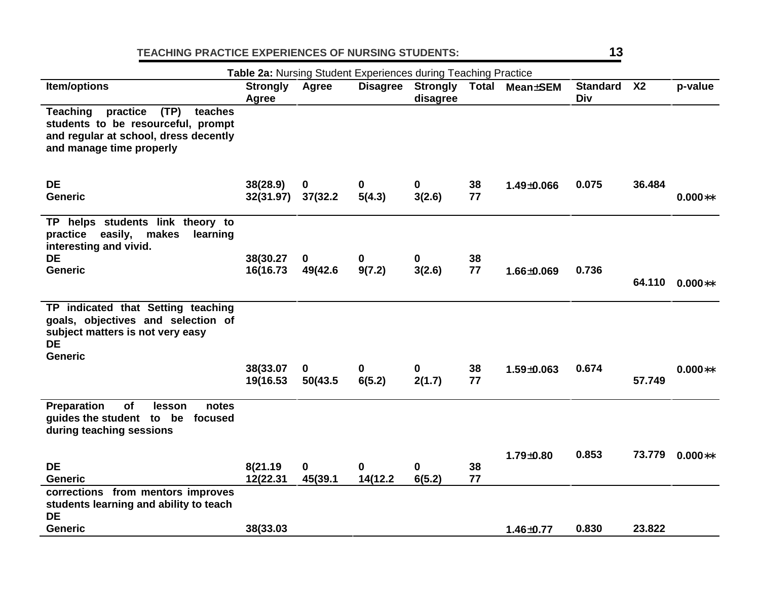**Table 2a:** Nursing Student Experiences during Teaching Practice

| Item/options | Strongly Agree | Agree | Disagree | Strongly disagree | Total | Mean±SEM | Standard Div | X2 | p-value |
|---|---|---|---|---|---|---|---|---|---|
| **Teaching practice (TP) teaches students to be resourceful, prompt and regular at school, dress decently and manage time properly** | | | | | | | | | |
| **DE** | 38(28.9) | 0 | 0 | 0 | 38 | 1.49±0.066 | 0.075 | 36.484 | |
| **Generic** | 32(31.97) | 37(32.2 | 5(4.3) | 3(2.6) | 77 | | | | 0.000** |
| **TP helps students link theory to practice easily, makes learning interesting and vivid.** | | | | | | | | | |
| **DE** | 38(30.27 | 0 | 0 | 0 | 38 | | | | |
| **Generic** | 16(16.73 | 49(42.6 | 9(7.2) | 3(2.6) | 77 | 1.66±0.069 | 0.736 | 64.110 | 0.000** |
| **TP indicated that Setting teaching goals, objectives and selection of subject matters is not very easy** | | | | | | | | | |
| **DE** | 38(33.07 | 0 | 0 | 0 | 38 | 1.59±0.063 | 0.674 | | 0.000** |
| **Generic** | 19(16.53 | 50(43.5 | 6(5.2) | 2(1.7) | 77 | | | 57.749 | |
| **Preparation of lesson notes guides the student to be focused during teaching sessions** | | | | | | 1.79±0.80 | 0.853 | 73.779 | 0.000** |
| **DE** | 8(21.19 | 0 | 0 | 0 | 38 | | | | |
| **Generic** | 12(22.31 | 45(39.1 | 14(12.2 | 6(5.2) | 77 | | | | |
| **corrections from mentors improves students learning and ability to teach** | | | | | | | | | |
| **DE** | | | | | | | | | |
| **Generic** | 38(33.03 | | | | | 1.46±0.77 | 0.830 | 23.822 | |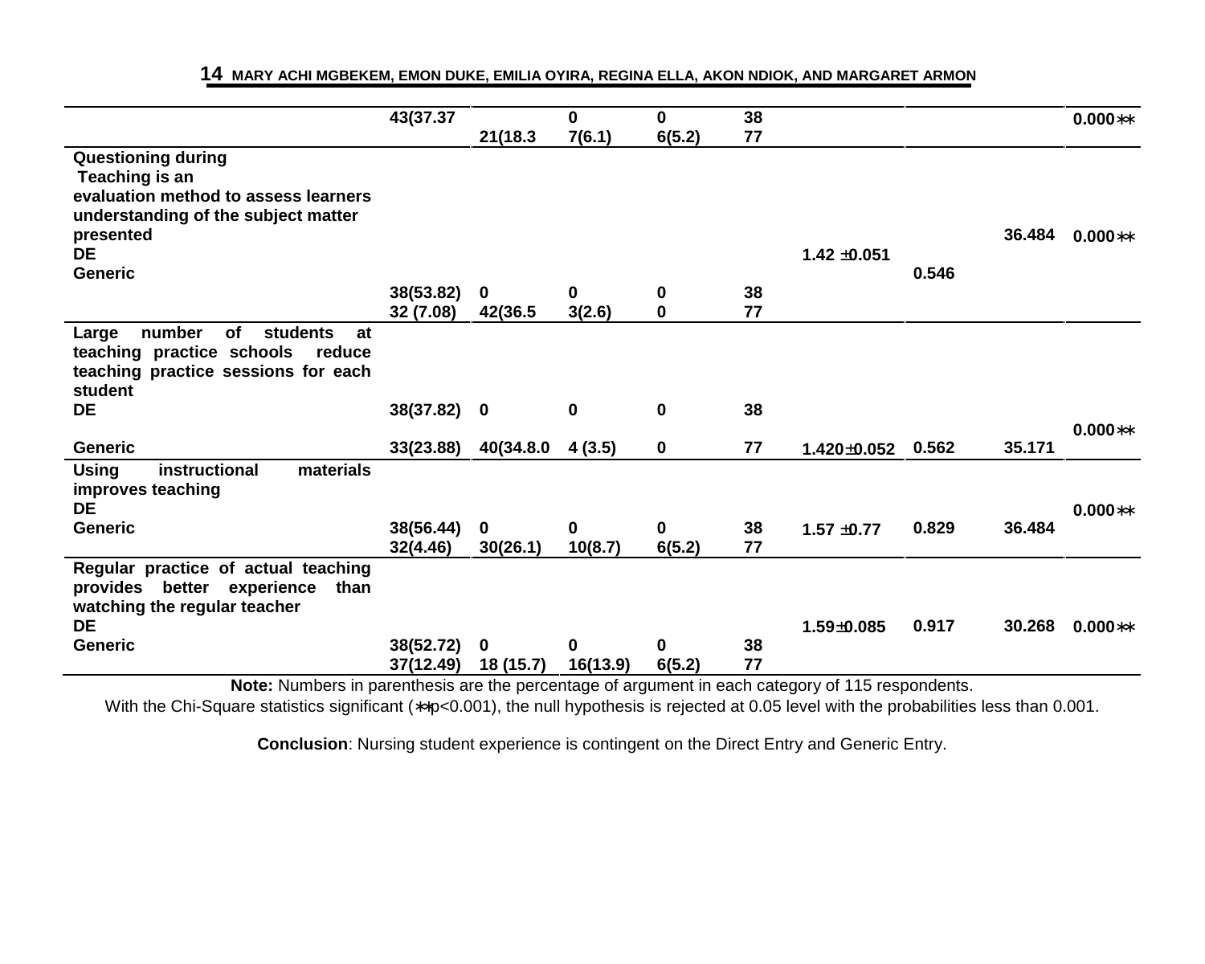| | | | | | | | | | |
|---|---|---|---|---|---|---|---|---|---|
| | 43(37.37 | 21(18.3 | 0<br>7(6.1) | 0<br>6(5.2) | 38<br>77 | | | | 0.000** |
| **Questioning during Teaching is an evaluation method to assess learners understanding of the subject matter presented**<br>**DE**<br>**Generic** | 38(53.82)<br>32 (7.08) | 0<br>42(36.5 | 0<br>3(2.6) | 0<br>0 | 38<br>77 | 1.42 ±0.051 | 0.546 | 36.484 | 0.000** |
| **Large number of students at teaching practice schools reduce teaching practice sessions for each student**<br>**DE**<br>**Generic** | 38(37.82)<br>33(23.88) | 0<br>40(34.8.0 | 0<br>4 (3.5) | 0<br>0 | 38<br>77 | 1.420±0.052 | 0.562 | 35.171 | 0.000** |
| **Using instructional materials improves teaching**<br>**DE**<br>**Generic** | 38(56.44)<br>32(4.46) | 0<br>30(26.1) | 0<br>10(8.7) | 0<br>6(5.2) | 38<br>77 | 1.57 ±0.77 | 0.829 | 36.484 | 0.000** |
| **Regular practice of actual teaching provides better experience than watching the regular teacher**<br>**DE**<br>**Generic** | 38(52.72)<br>37(12.49) | 0<br>18 (15.7) | 0<br>16(13.9) | 0<br>6(5.2) | 38<br>77 | 1.59±0.085 | 0.917 | 30.268 | 0.000** |

**Note:** Numbers in parenthesis are the percentage of argument in each category of 115 respondents.

With the Chi-Square statistics significant (**$p<0.001$), the null hypothesis is rejected at 0.05 level with the probabilities less than 0.001.

**Conclusion**: Nursing student experience is contingent on the Direct Entry and Generic Entry.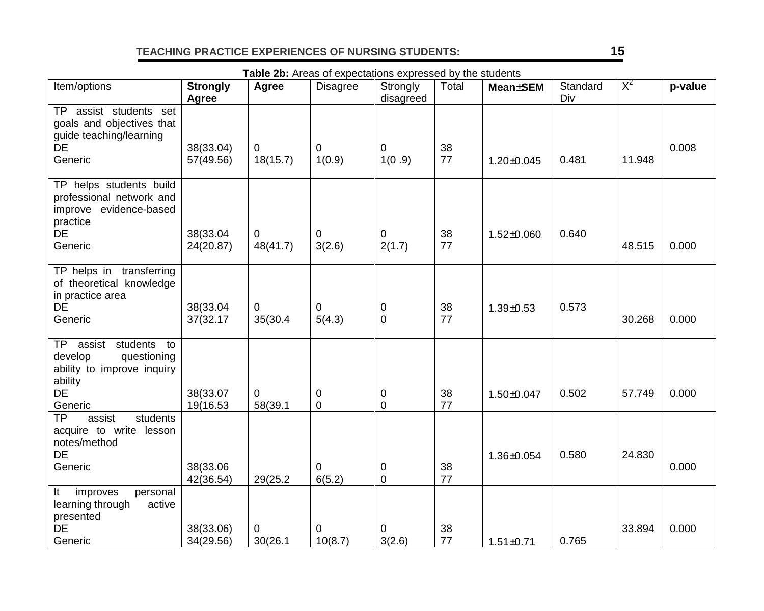**Table 2b:** Areas of expectations expressed by the students

| Item/options | **Strongly Agree** | **Agree** | Disagree | Strongly disagreed | Total | **Mean±SEM** | Standard Div | $X^2$ | **p-value** |
|---|---|---|---|---|---|---|---|---|---|
| TP assist students set goals and objectives that guide teaching/learning | | | | | | | | | |
| DE | 38(33.04) | 0 | 0 | 0 | 38 | | | | 0.008 |
| Generic | 57(49.56) | 18(15.7) | 1(0.9) | 1(0 .9) | 77 | 1.20±0.045 | 0.481 | 11.948 | |
| TP helps students build professional network and improve evidence-based practice | | | | | | | | | |
| DE | 38(33.04 | 0 | 0 | 0 | 38 | 1.52±0.060 | 0.640 | | |
| Generic | 24(20.87) | 48(41.7) | 3(2.6) | 2(1.7) | 77 | | | 48.515 | 0.000 |
| TP helps in transferring of theoretical knowledge in practice area | | | | | | | | | |
| DE | 38(33.04 | 0 | 0 | 0 | 38 | 1.39±0.53 | 0.573 | | |
| Generic | 37(32.17 | 35(30.4 | 5(4.3) | 0 | 77 | | | 30.268 | 0.000 |
| TP assist students to develop questioning ability to improve inquiry ability | | | | | | | | | |
| DE | 38(33.07 | 0 | 0 | 0 | 38 | 1.50±0.047 | 0.502 | 57.749 | 0.000 |
| Generic | 19(16.53 | 58(39.1 | 0 | 0 | 77 | | | | |
| TP assist students acquire to write lesson notes/method | | | | | | | | | |
| DE | | | | | | 1.36±0.054 | 0.580 | 24.830 | |
| Generic | 38(33.06<br>42(36.54) | 29(25.2 | 0<br>6(5.2) | 0<br>0 | 38<br>77 | | | | 0.000 |
| It improves personal learning through active presented | | | | | | | | | |
| DE | 38(33.06) | 0 | 0 | 0 | 38 | | | 33.894 | 0.000 |
| Generic | 34(29.56) | 30(26.1 | 10(8.7) | 3(2.6) | 77 | 1.51±0.71 | 0.765 | | |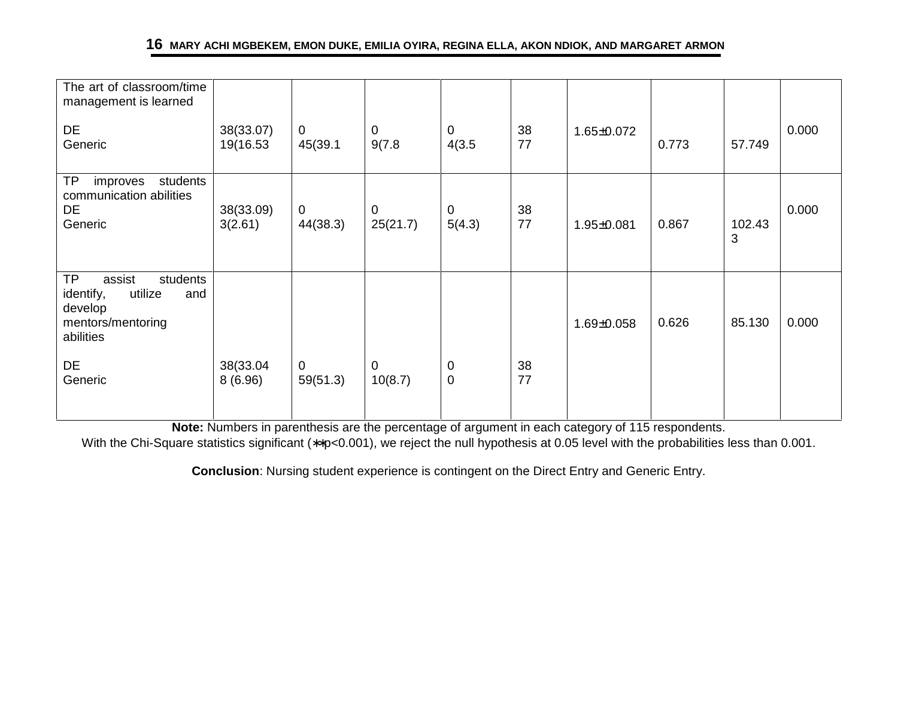| | | | | | | | | | |
|---|---|---|---|---|---|---|---|---|---|
| The art of classroom/time management is learned<br><br>DE<br>Generic | 38(33.07)<br>19(16.53 | 0<br>45(39.1 | 0<br>9(7.8 | 0<br>4(3.5 | 38<br>77 | 1.65±0.072 | 0.773 | 57.749 | 0.000 |
| TP improves students communication abilities<br>DE<br>Generic | 38(33.09)<br>3(2.61) | 0<br>44(38.3) | 0<br>25(21.7) | 0<br>5(4.3) | 38<br>77 | 1.95±0.081 | 0.867 | 102.433 | 0.000 |
| TP assist students identify, utilize and develop mentors/mentoring abilities<br><br>DE<br>Generic | 38(33.04<br>8 (6.96) | 0<br>59(51.3) | 0<br>10(8.7) | 0<br>0 | 38<br>77 | 1.69±0.058 | 0.626 | 85.130 | 0.000 |

**Note:** Numbers in parenthesis are the percentage of argument in each category of 115 respondents.
With the Chi-Square statistics significant (**$p<0.001$), we reject the null hypothesis at 0.05 level with the probabilities less than 0.001.

**Conclusion**: Nursing student experience is contingent on the Direct Entry and Generic Entry.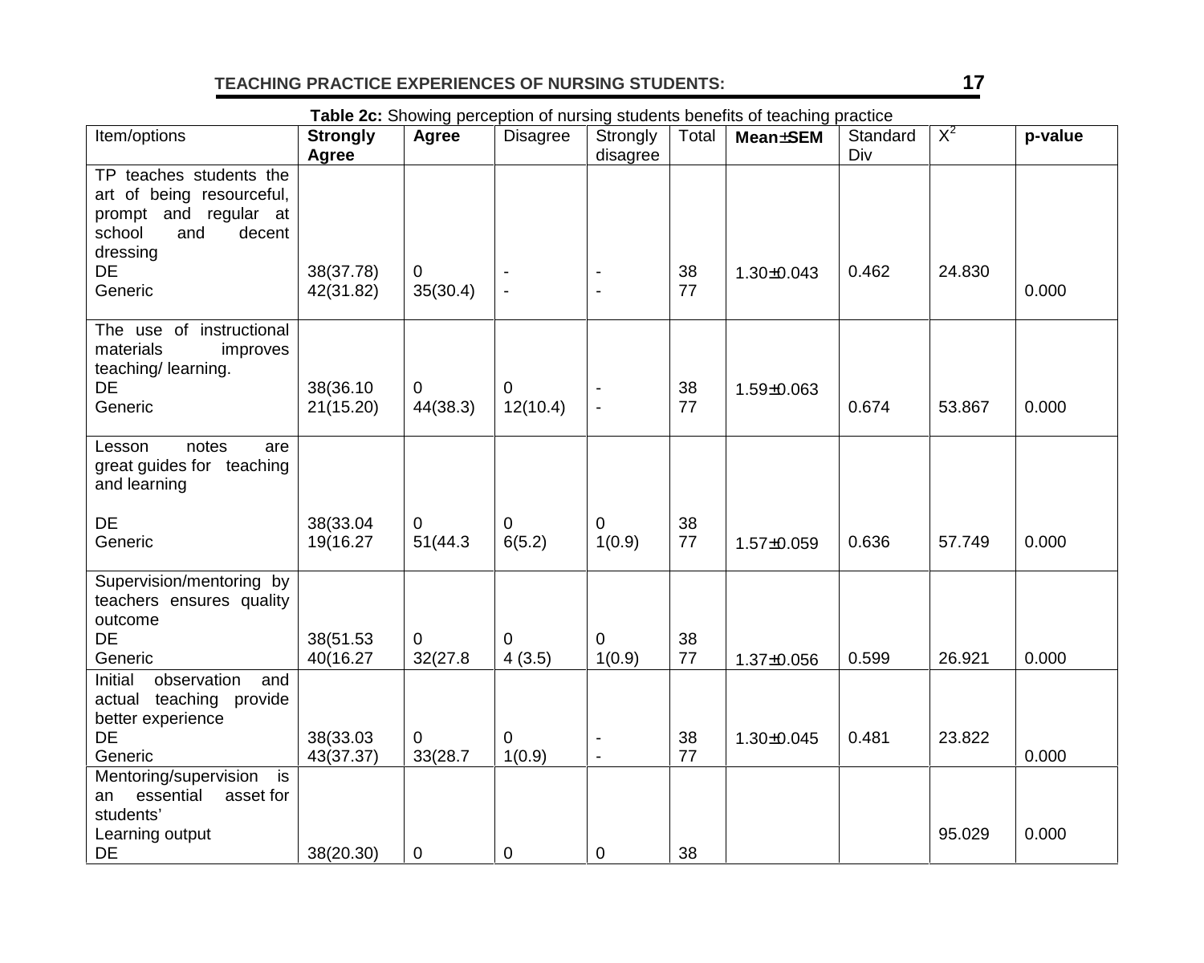**Table 2c:** Showing perception of nursing students benefits of teaching practice

| Item/options | **Strongly Agree** | **Agree** | Disagree | Strongly disagree | Total | **Mean±SEM** | Standard Div | $X^2$ | **p-value** |
|---|---|---|---|---|---|---|---|---|---|
| TP teaches students the art of being resourceful, prompt and regular at school and decent dressing | | | | | | | | | |
| DE | 38(37.78) | 0 | - | - | 38 | 1.30±0.043 | 0.462 | 24.830 | |
| Generic | 42(31.82) | 35(30.4) | - | - | 77 | | | | 0.000 |
| The use of instructional materials improves teaching/ learning. | | | | | | | | | |
| DE | 38(36.10 | 0 | 0 | - | 38 | 1.59±0.063 | | | |
| Generic | 21(15.20) | 44(38.3) | 12(10.4) | - | 77 | | 0.674 | 53.867 | 0.000 |
| Lesson notes are great guides for teaching and learning | | | | | | | | | |
| DE | 38(33.04 | 0 | 0 | 0 | 38 | | | | |
| Generic | 19(16.27 | 51(44.3 | 6(5.2) | 1(0.9) | 77 | 1.57±0.059 | 0.636 | 57.749 | 0.000 |
| Supervision/mentoring by teachers ensures quality outcome | | | | | | | | | |
| DE | 38(51.53 | 0 | 0 | 0 | 38 | | | | |
| Generic | 40(16.27 | 32(27.8 | 4 (3.5) | 1(0.9) | 77 | 1.37±0.056 | 0.599 | 26.921 | 0.000 |
| Initial observation and actual teaching provide better experience | | | | | | | | | |
| DE | 38(33.03 | 0 | 0 | - | 38 | 1.30±0.045 | 0.481 | 23.822 | |
| Generic | 43(37.37) | 33(28.7 | 1(0.9) | - | 77 | | | | 0.000 |
| Mentoring/supervision is an essential asset for students' Learning output | | | | | | | | 95.029 | 0.000 |
| DE | 38(20.30) | 0 | 0 | 0 | 38 | | | | |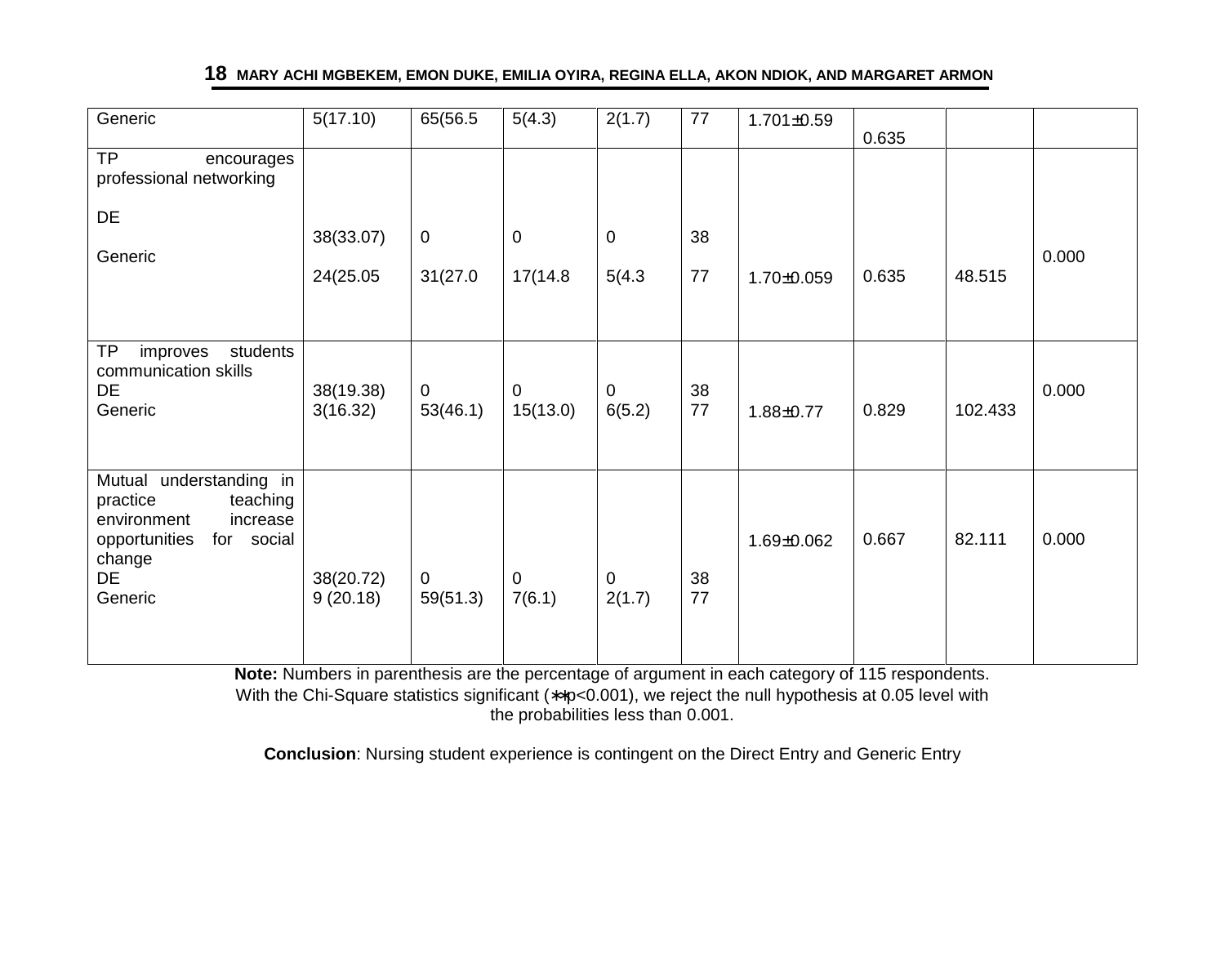| Generic | 5(17.10) | 65(56.5 | 5(4.3) | 2(1.7) | 77 | 1.701±0.59 | 0.635 | | |
|---|---|---|---|---|---|---|---|---|---|
| TP encourages professional networking<br>DE<br>Generic | 38(33.07)<br>24(25.05 | 0<br>31(27.0 | 0<br>17(14.8 | 0<br>5(4.3 | 38<br>77 | 1.70±0.059 | 0.635 | 48.515 | 0.000 |
| TP improves students communication skills<br>DE<br>Generic | 38(19.38)<br>3(16.32) | 0<br>53(46.1) | 0<br>15(13.0) | 0<br>6(5.2) | 38<br>77 | 1.88±0.77 | 0.829 | 102.433 | 0.000 |
| Mutual understanding in practice teaching environment increase opportunities for social change<br>DE<br>Generic | 38(20.72)<br>9 (20.18) | 0<br>59(51.3) | 0<br>7(6.1) | 0<br>2(1.7) | 38<br>77 | 1.69±0.062 | 0.667 | 82.111 | 0.000 |

**Note:** Numbers in parenthesis are the percentage of argument in each category of 115 respondents. With the Chi-Square statistics significant (**p<0.001), we reject the null hypothesis at 0.05 level with the probabilities less than 0.001.

**Conclusion**: Nursing student experience is contingent on the Direct Entry and Generic Entry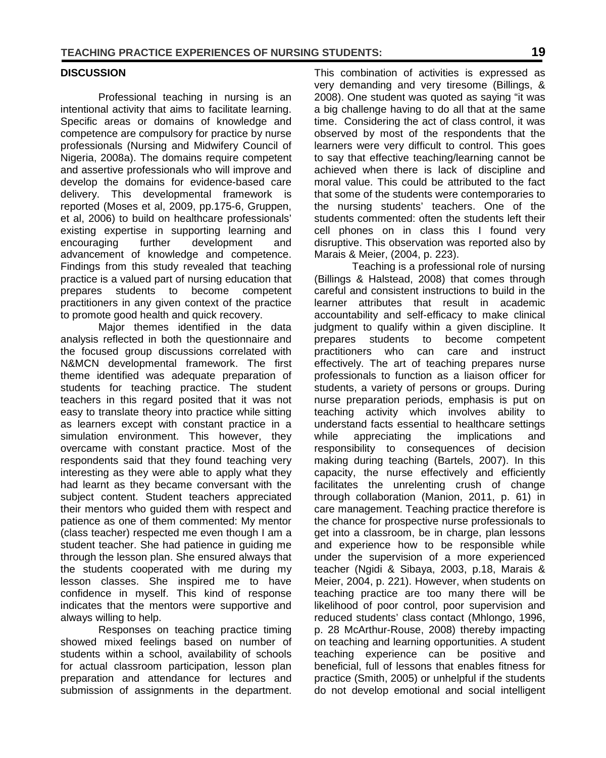## DISCUSSION

Professional teaching in nursing is an intentional activity that aims to facilitate learning. Specific areas or domains of knowledge and competence are compulsory for practice by nurse professionals (Nursing and Midwifery Council of Nigeria, 2008a). The domains require competent and assertive professionals who will improve and develop the domains for evidence-based care delivery. This developmental framework is reported (Moses et al, 2009, pp.175-6, Gruppen, et al, 2006) to build on healthcare professionals' existing expertise in supporting learning and encouraging further development and advancement of knowledge and competence. Findings from this study revealed that teaching practice is a valued part of nursing education that prepares students to become competent practitioners in any given context of the practice to promote good health and quick recovery.

Major themes identified in the data analysis reflected in both the questionnaire and the focused group discussions correlated with N&MCN developmental framework. The first theme identified was adequate preparation of students for teaching practice. The student teachers in this regard posited that it was not easy to translate theory into practice while sitting as learners except with constant practice in a simulation environment. This however, they overcame with constant practice. Most of the respondents said that they found teaching very interesting as they were able to apply what they had learnt as they became conversant with the subject content. Student teachers appreciated their mentors who guided them with respect and patience as one of them commented: My mentor (class teacher) respected me even though I am a student teacher. She had patience in guiding me through the lesson plan. She ensured always that the students cooperated with me during my lesson classes. She inspired me to have confidence in myself. This kind of response indicates that the mentors were supportive and always willing to help.

Responses on teaching practice timing showed mixed feelings based on number of students within a school, availability of schools for actual classroom participation, lesson plan preparation and attendance for lectures and submission of assignments in the department. This combination of activities is expressed as very demanding and very tiresome (Billings, & 2008). One student was quoted as saying "it was a big challenge having to do all that at the same time. Considering the act of class control, it was observed by most of the respondents that the learners were very difficult to control. This goes to say that effective teaching/learning cannot be achieved when there is lack of discipline and moral value. This could be attributed to the fact that some of the students were contemporaries to the nursing students' teachers. One of the students commented: often the students left their cell phones on in class this I found very disruptive. This observation was reported also by Marais & Meier, (2004, p. 223).

Teaching is a professional role of nursing (Billings & Halstead, 2008) that comes through careful and consistent instructions to build in the learner attributes that result in academic accountability and self-efficacy to make clinical judgment to qualify within a given discipline. It prepares students to become competent practitioners who can care and instruct effectively. The art of teaching prepares nurse professionals to function as a liaison officer for students, a variety of persons or groups. During nurse preparation periods, emphasis is put on teaching activity which involves ability to understand facts essential to healthcare settings while appreciating the implications and responsibility to consequences of decision making during teaching (Bartels, 2007). In this capacity, the nurse effectively and efficiently facilitates the unrelenting crush of change through collaboration (Manion, 2011, p. 61) in care management. Teaching practice therefore is the chance for prospective nurse professionals to get into a classroom, be in charge, plan lessons and experience how to be responsible while under the supervision of a more experienced teacher (Ngidi & Sibaya, 2003, p.18, Marais & Meier, 2004, p. 221). However, when students on teaching practice are too many there will be likelihood of poor control, poor supervision and reduced students' class contact (Mhlongo, 1996, p. 28 McArthur-Rouse, 2008) thereby impacting on teaching and learning opportunities. A student teaching experience can be positive and beneficial, full of lessons that enables fitness for practice (Smith, 2005) or unhelpful if the students do not develop emotional and social intelligent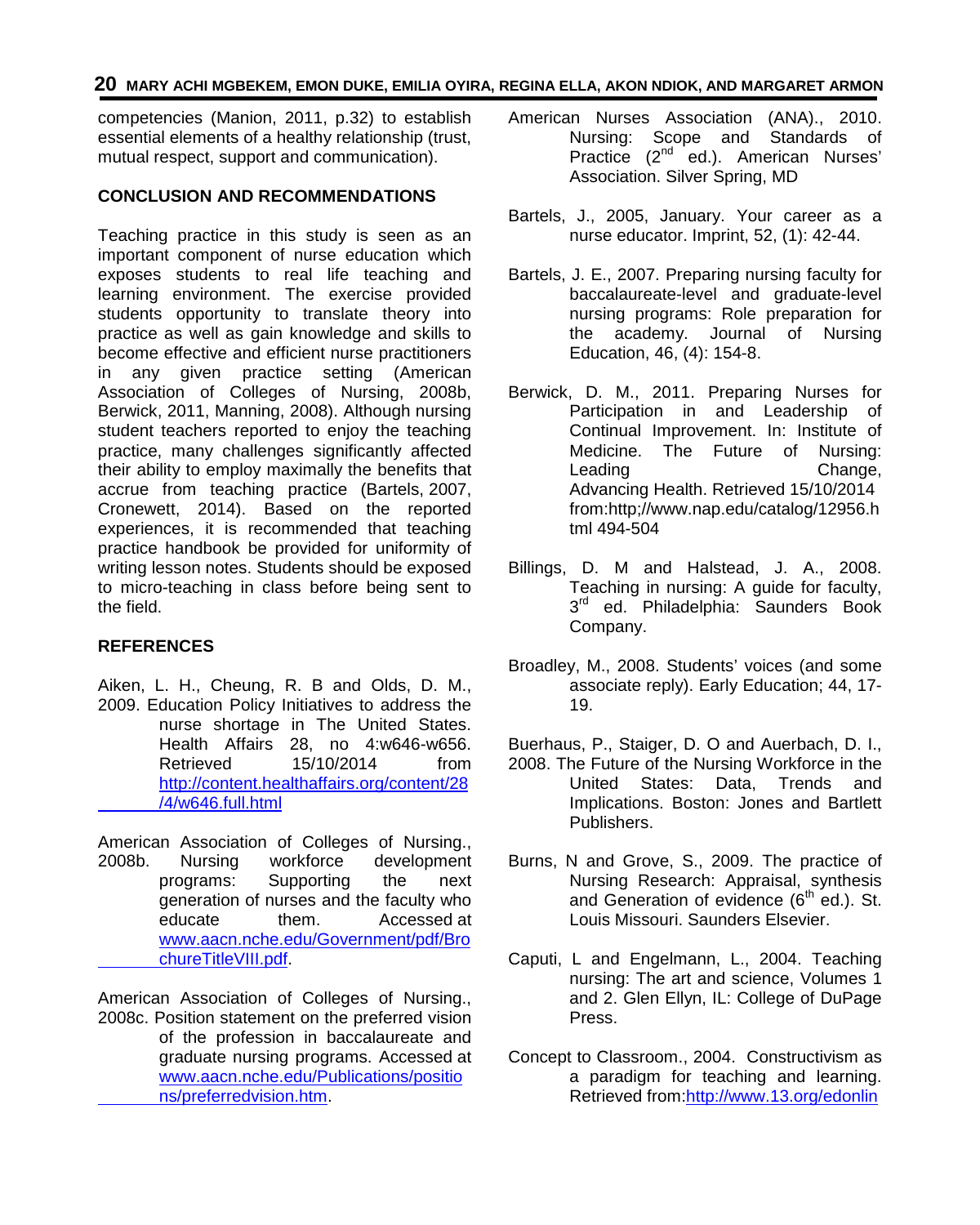competencies (Manion, 2011, p.32) to establish essential elements of a healthy relationship (trust, mutual respect, support and communication).

## CONCLUSION AND RECOMMENDATIONS

Teaching practice in this study is seen as an important component of nurse education which exposes students to real life teaching and learning environment. The exercise provided students opportunity to translate theory into practice as well as gain knowledge and skills to become effective and efficient nurse practitioners in any given practice setting (American Association of Colleges of Nursing, 2008b, Berwick, 2011, Manning, 2008). Although nursing student teachers reported to enjoy the teaching practice, many challenges significantly affected their ability to employ maximally the benefits that accrue from teaching practice (Bartels, 2007, Cronewett, 2014). Based on the reported experiences, it is recommended that teaching practice handbook be provided for uniformity of writing lesson notes. Students should be exposed to micro-teaching in class before being sent to the field.

## REFERENCES

Aiken, L. H., Cheung, R. B and Olds, D. M., 2009. Education Policy Initiatives to address the nurse shortage in The United States. Health Affairs 28, no 4:w646-w656. Retrieved 15/10/2014 from http://content.healthaffairs.org/content/28/4/w646.full.html

American Association of Colleges of Nursing., 2008b. Nursing workforce development programs: Supporting the next generation of nurses and the faculty who educate them. Accessed at www.aacn.nche.edu/Government/pdf/BrochureTitleVIII.pdf.

American Association of Colleges of Nursing., 2008c. Position statement on the preferred vision of the profession in baccalaureate and graduate nursing programs. Accessed at www.aacn.nche.edu/Publications/positions/preferredvision.htm.

American Nurses Association (ANA)., 2010. Nursing: Scope and Standards of Practice (2nd ed.). American Nurses' Association. Silver Spring, MD

Bartels, J., 2005, January. Your career as a nurse educator. Imprint, 52, (1): 42-44.

Bartels, J. E., 2007. Preparing nursing faculty for baccalaureate-level and graduate-level nursing programs: Role preparation for the academy. Journal of Nursing Education, 46, (4): 154-8.

Berwick, D. M., 2011. Preparing Nurses for Participation in and Leadership of Continual Improvement. In: Institute of Medicine. The Future of Nursing: Leading Change, Advancing Health. Retrieved 15/10/2014 from:http;//www.nap.edu/catalog/12956.html 494-504

Billings, D. M and Halstead, J. A., 2008. Teaching in nursing: A guide for faculty, 3rd ed. Philadelphia: Saunders Book Company.

Broadley, M., 2008. Students' voices (and some associate reply). Early Education; 44, 17-19.

Buerhaus, P., Staiger, D. O and Auerbach, D. I., 2008. The Future of the Nursing Workforce in the United States: Data, Trends and Implications. Boston: Jones and Bartlett Publishers.

Burns, N and Grove, S., 2009. The practice of Nursing Research: Appraisal, synthesis and Generation of evidence (6th ed.). St. Louis Missouri. Saunders Elsevier.

Caputi, L and Engelmann, L., 2004. Teaching nursing: The art and science, Volumes 1 and 2. Glen Ellyn, IL: College of DuPage Press.

Concept to Classroom., 2004. Constructivism as a paradigm for teaching and learning. Retrieved from:http://www.13.org/edonlin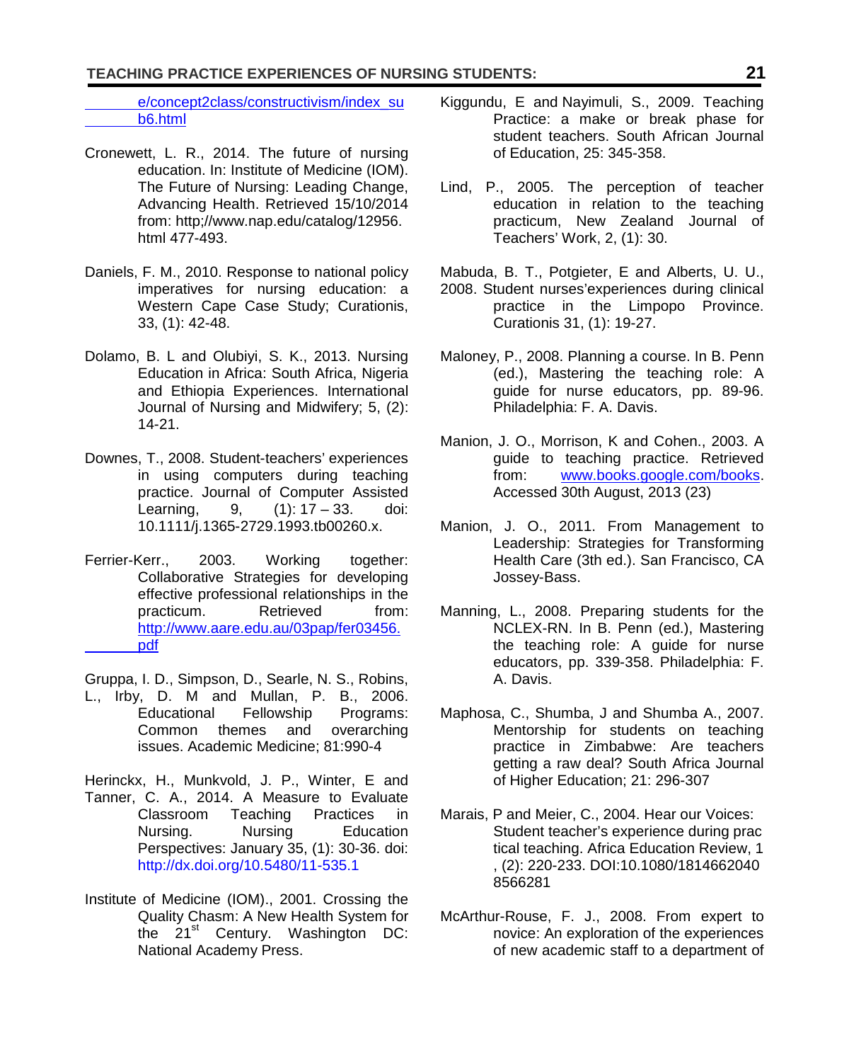e/concept2class/constructivism/index_sub6.html

Cronewett, L. R., 2014. The future of nursing education. In: Institute of Medicine (IOM). The Future of Nursing: Leading Change, Advancing Health. Retrieved 15/10/2014 from: http;//www.nap.edu/catalog/12956. html 477-493.

Daniels, F. M., 2010. Response to national policy imperatives for nursing education: a Western Cape Case Study; Curationis, 33, (1): 42-48.

Dolamo, B. L and Olubiyi, S. K., 2013. Nursing Education in Africa: South Africa, Nigeria and Ethiopia Experiences. International Journal of Nursing and Midwifery; 5, (2): 14-21.

Downes, T., 2008. Student-teachers' experiences in using computers during teaching practice. Journal of Computer Assisted Learning, 9, (1): 17 – 33. doi: 10.1111/j.1365-2729.1993.tb00260.x.

Ferrier-Kerr., 2003. Working together: Collaborative Strategies for developing effective professional relationships in the practicum. Retrieved from: http://www.aare.edu.au/03pap/fer03456.pdf

Gruppa, I. D., Simpson, D., Searle, N. S., Robins, L., Irby, D. M and Mullan, P. B., 2006. Educational Fellowship Programs: Common themes and overarching issues. Academic Medicine; 81:990-4

Herinckx, H., Munkvold, J. P., Winter, E and Tanner, C. A., 2014. A Measure to Evaluate Classroom Teaching Practices in Nursing. Nursing Education Perspectives: January 35, (1): 30-36. doi: http://dx.doi.org/10.5480/11-535.1

Institute of Medicine (IOM)., 2001. Crossing the Quality Chasm: A New Health System for the 21st Century. Washington DC: National Academy Press.

Kiggundu, E and Nayimuli, S., 2009. Teaching Practice: a make or break phase for student teachers. South African Journal of Education, 25: 345-358.

Lind, P., 2005. The perception of teacher education in relation to the teaching practicum, New Zealand Journal of Teachers' Work, 2, (1): 30.

Mabuda, B. T., Potgieter, E and Alberts, U. U., 2008. Student nurses'experiences during clinical practice in the Limpopo Province. Curationis 31, (1): 19-27.

Maloney, P., 2008. Planning a course. In B. Penn (ed.), Mastering the teaching role: A guide for nurse educators, pp. 89-96. Philadelphia: F. A. Davis.

Manion, J. O., Morrison, K and Cohen., 2003. A guide to teaching practice. Retrieved from: www.books.google.com/books. Accessed 30th August, 2013 (23)

Manion, J. O., 2011. From Management to Leadership: Strategies for Transforming Health Care (3th ed.). San Francisco, CA Jossey-Bass.

Manning, L., 2008. Preparing students for the NCLEX-RN. In B. Penn (ed.), Mastering the teaching role: A guide for nurse educators, pp. 339-358. Philadelphia: F. A. Davis.

Maphosa, C., Shumba, J and Shumba A., 2007. Mentorship for students on teaching practice in Zimbabwe: Are teachers getting a raw deal? South Africa Journal of Higher Education; 21: 296-307

Marais, P and Meier, C., 2004. Hear our Voices: Student teacher's experience during prac tical teaching. Africa Education Review, 1 , (2): 220-233. DOI:10.1080/18146620408566281

McArthur-Rouse, F. J., 2008. From expert to novice: An exploration of the experiences of new academic staff to a department of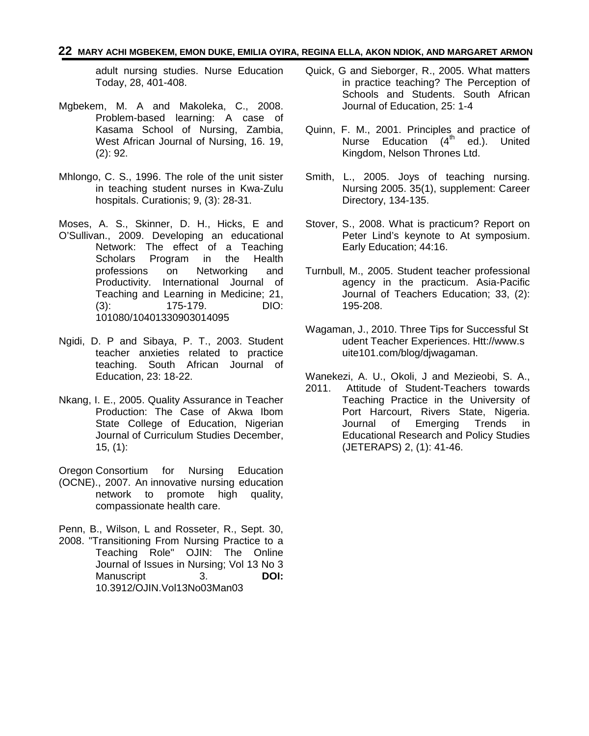adult nursing studies. Nurse Education Today, 28, 401-408.

Mgbekem, M. A and Makoleka, C., 2008. Problem-based learning: A case of Kasama School of Nursing, Zambia, West African Journal of Nursing, 16. 19, (2): 92.

Mhlongo, C. S., 1996. The role of the unit sister in teaching student nurses in Kwa-Zulu hospitals. Curationis; 9, (3): 28-31.

Moses, A. S., Skinner, D. H., Hicks, E and O'Sullivan., 2009. Developing an educational Network: The effect of a Teaching Scholars Program in the Health professions on Networking and Productivity. International Journal of Teaching and Learning in Medicine; 21, (3): 175-179. DIO: 101080/10401330903014095

Ngidi, D. P and Sibaya, P. T., 2003. Student teacher anxieties related to practice teaching. South African Journal of Education, 23: 18-22.

Nkang, I. E., 2005. Quality Assurance in Teacher Production: The Case of Akwa Ibom State College of Education, Nigerian Journal of Curriculum Studies December, 15, (1):

Oregon Consortium for Nursing Education (OCNE)., 2007. An innovative nursing education network to promote high quality, compassionate health care.

Penn, B., Wilson, L and Rosseter, R., Sept. 30, 2008. "Transitioning From Nursing Practice to a Teaching Role" OJIN: The Online Journal of Issues in Nursing; Vol 13 No 3 Manuscript 3. **DOI:** 10.3912/OJIN.Vol13No03Man03

Quick, G and Sieborger, R., 2005. What matters in practice teaching? The Perception of Schools and Students. South African Journal of Education, 25: 1-4

Quinn, F. M., 2001. Principles and practice of Nurse Education (4th ed.). United Kingdom, Nelson Thrones Ltd.

Smith, L., 2005. Joys of teaching nursing. Nursing 2005. 35(1), supplement: Career Directory, 134-135.

Stover, S., 2008. What is practicum? Report on Peter Lind's keynote to At symposium. Early Education; 44:16.

Turnbull, M., 2005. Student teacher professional agency in the practicum. Asia-Pacific Journal of Teachers Education; 33, (2): 195-208.

Wagaman, J., 2010. Three Tips for Successful St udent Teacher Experiences. Htt://www.s uite101.com/blog/djwagaman.

Wanekezi, A. U., Okoli, J and Mezieobi, S. A., 2011. Attitude of Student-Teachers towards Teaching Practice in the University of Port Harcourt, Rivers State, Nigeria. Journal of Emerging Trends in Educational Research and Policy Studies (JETERAPS) 2, (1): 41-46.